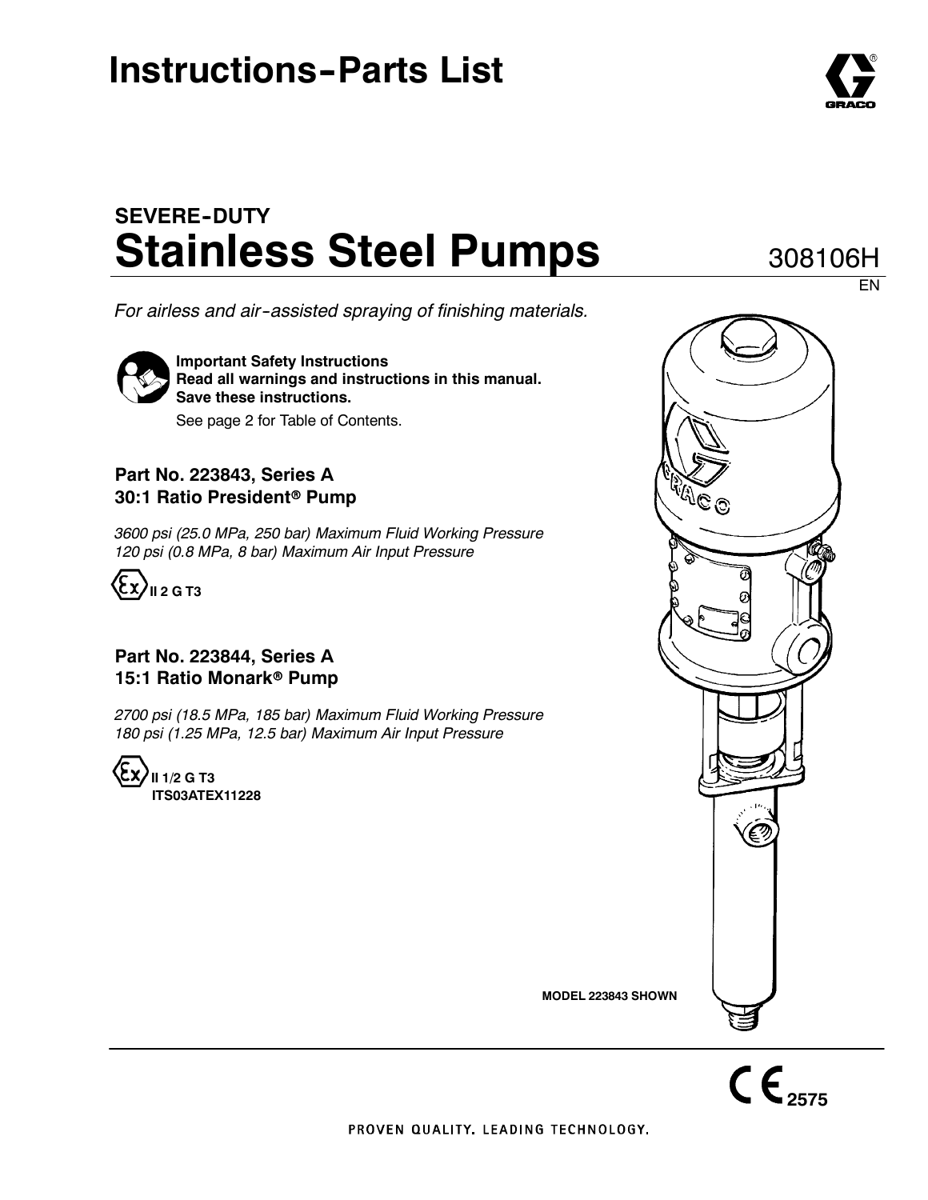# Instructions-Parts List

## SEVERE-DUTY
# Stainless Steel Pumps

308106H

EN

*For airless and air-assisted spraying of finishing materials.*

**Important Safety Instructions**
**Read all warnings and instructions in this manual.**
**Save these instructions.**

See page 2 for Table of Contents.

### Part No. 223843, Series A
### 30:1 Ratio President® Pump

*3600 psi (25.0 MPa, 250 bar) Maximum Fluid Working Pressure*
*120 psi (0.8 MPa, 8 bar) Maximum Air Input Pressure*

**II 2 G T3**

### Part No. 223844, Series A
### 15:1 Ratio Monark® Pump

*2700 psi (18.5 MPa, 185 bar) Maximum Fluid Working Pressure*
*180 psi (1.25 MPa, 12.5 bar) Maximum Air Input Pressure*

**II 1/2 G T3**
**ITS03ATEX11228**

**MODEL 223843 SHOWN**

2575

PROVEN QUALITY. LEADING TECHNOLOGY.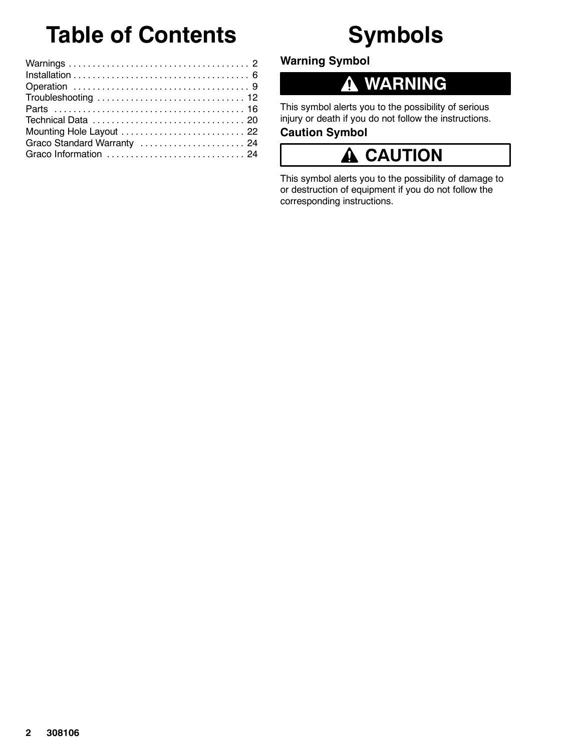# Table of Contents

Warnings . . . . . . . . . . . . . . . . . . . . . . . . . . . . . . . . . . . . . . 2
Installation . . . . . . . . . . . . . . . . . . . . . . . . . . . . . . . . . . . . . 6
Operation . . . . . . . . . . . . . . . . . . . . . . . . . . . . . . . . . . . . . 9
Troubleshooting . . . . . . . . . . . . . . . . . . . . . . . . . . . . . . . 12
Parts . . . . . . . . . . . . . . . . . . . . . . . . . . . . . . . . . . . . . . . . 16
Technical Data . . . . . . . . . . . . . . . . . . . . . . . . . . . . . . . . 20
Mounting Hole Layout . . . . . . . . . . . . . . . . . . . . . . . . . . 22
Graco Standard Warranty . . . . . . . . . . . . . . . . . . . . . . 24
Graco Information . . . . . . . . . . . . . . . . . . . . . . . . . . . . 24

# Symbols

### Warning Symbol

**WARNING**

This symbol alerts you to the possibility of serious injury or death if you do not follow the instructions.

### Caution Symbol

**CAUTION**

This symbol alerts you to the possibility of damage to or destruction of equipment if you do not follow the corresponding instructions.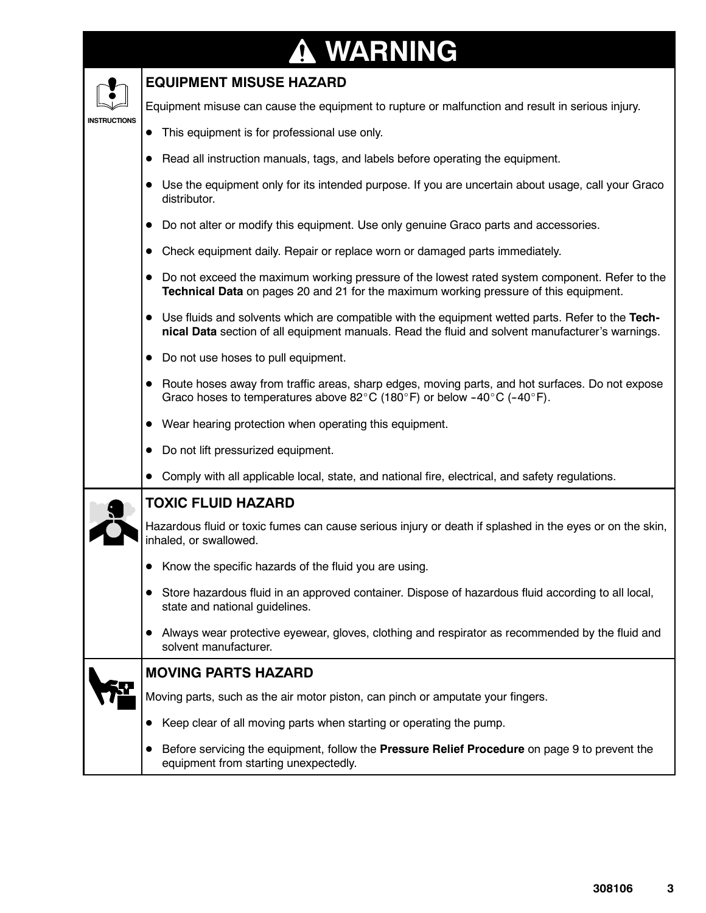# ⚠ WARNING

## EQUIPMENT MISUSE HAZARD

INSTRUCTIONS

Equipment misuse can cause the equipment to rupture or malfunction and result in serious injury.

- This equipment is for professional use only.
- Read all instruction manuals, tags, and labels before operating the equipment.
- Use the equipment only for its intended purpose. If you are uncertain about usage, call your Graco distributor.
- Do not alter or modify this equipment. Use only genuine Graco parts and accessories.
- Check equipment daily. Repair or replace worn or damaged parts immediately.
- Do not exceed the maximum working pressure of the lowest rated system component. Refer to the **Technical Data** on pages 20 and 21 for the maximum working pressure of this equipment.
- Use fluids and solvents which are compatible with the equipment wetted parts. Refer to the **Technical Data** section of all equipment manuals. Read the fluid and solvent manufacturer's warnings.
- Do not use hoses to pull equipment.
- Route hoses away from traffic areas, sharp edges, moving parts, and hot surfaces. Do not expose Graco hoses to temperatures above 82°C (180°F) or below –40°C (–40°F).
- Wear hearing protection when operating this equipment.
- Do not lift pressurized equipment.
- Comply with all applicable local, state, and national fire, electrical, and safety regulations.

## TOXIC FLUID HAZARD

Hazardous fluid or toxic fumes can cause serious injury or death if splashed in the eyes or on the skin, inhaled, or swallowed.

- Know the specific hazards of the fluid you are using.
- Store hazardous fluid in an approved container. Dispose of hazardous fluid according to all local, state and national guidelines.
- Always wear protective eyewear, gloves, clothing and respirator as recommended by the fluid and solvent manufacturer.

## MOVING PARTS HAZARD

Moving parts, such as the air motor piston, can pinch or amputate your fingers.

- Keep clear of all moving parts when starting or operating the pump.
- Before servicing the equipment, follow the **Pressure Relief Procedure** on page 9 to prevent the equipment from starting unexpectedly.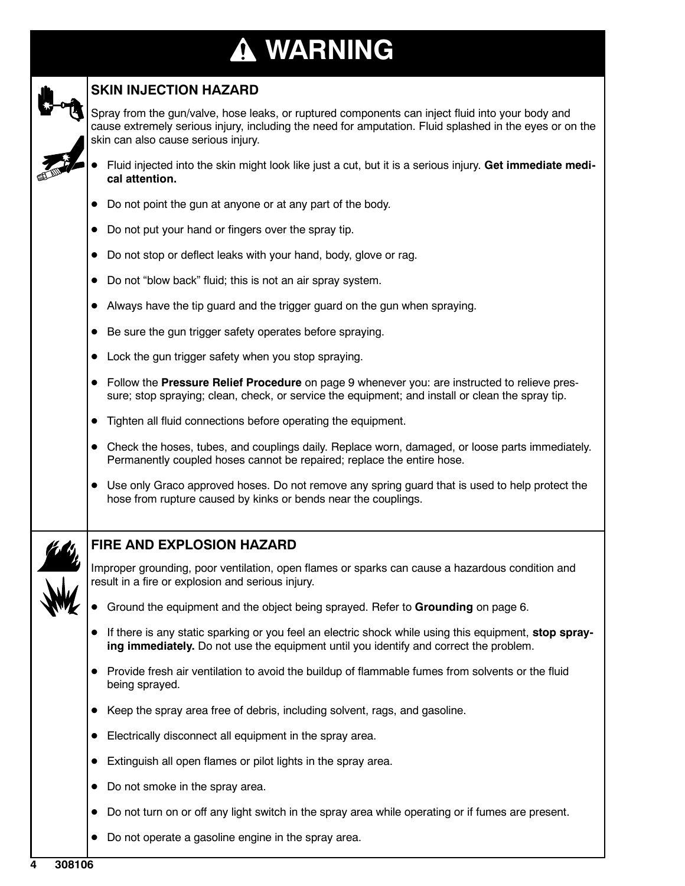# WARNING

## SKIN INJECTION HAZARD

Spray from the gun/valve, hose leaks, or ruptured components can inject fluid into your body and cause extremely serious injury, including the need for amputation. Fluid splashed in the eyes or on the skin can also cause serious injury.

- Fluid injected into the skin might look like just a cut, but it is a serious injury. **Get immediate medical attention.**
- Do not point the gun at anyone or at any part of the body.
- Do not put your hand or fingers over the spray tip.
- Do not stop or deflect leaks with your hand, body, glove or rag.
- Do not "blow back" fluid; this is not an air spray system.
- Always have the tip guard and the trigger guard on the gun when spraying.
- Be sure the gun trigger safety operates before spraying.
- Lock the gun trigger safety when you stop spraying.
- Follow the **Pressure Relief Procedure** on page 9 whenever you: are instructed to relieve pressure; stop spraying; clean, check, or service the equipment; and install or clean the spray tip.
- Tighten all fluid connections before operating the equipment.
- Check the hoses, tubes, and couplings daily. Replace worn, damaged, or loose parts immediately. Permanently coupled hoses cannot be repaired; replace the entire hose.
- Use only Graco approved hoses. Do not remove any spring guard that is used to help protect the hose from rupture caused by kinks or bends near the couplings.

## FIRE AND EXPLOSION HAZARD

Improper grounding, poor ventilation, open flames or sparks can cause a hazardous condition and result in a fire or explosion and serious injury.

- Ground the equipment and the object being sprayed. Refer to **Grounding** on page 6.
- If there is any static sparking or you feel an electric shock while using this equipment, **stop spraying immediately.** Do not use the equipment until you identify and correct the problem.
- Provide fresh air ventilation to avoid the buildup of flammable fumes from solvents or the fluid being sprayed.
- Keep the spray area free of debris, including solvent, rags, and gasoline.
- Electrically disconnect all equipment in the spray area.
- Extinguish all open flames or pilot lights in the spray area.
- Do not smoke in the spray area.
- Do not turn on or off any light switch in the spray area while operating or if fumes are present.
- Do not operate a gasoline engine in the spray area.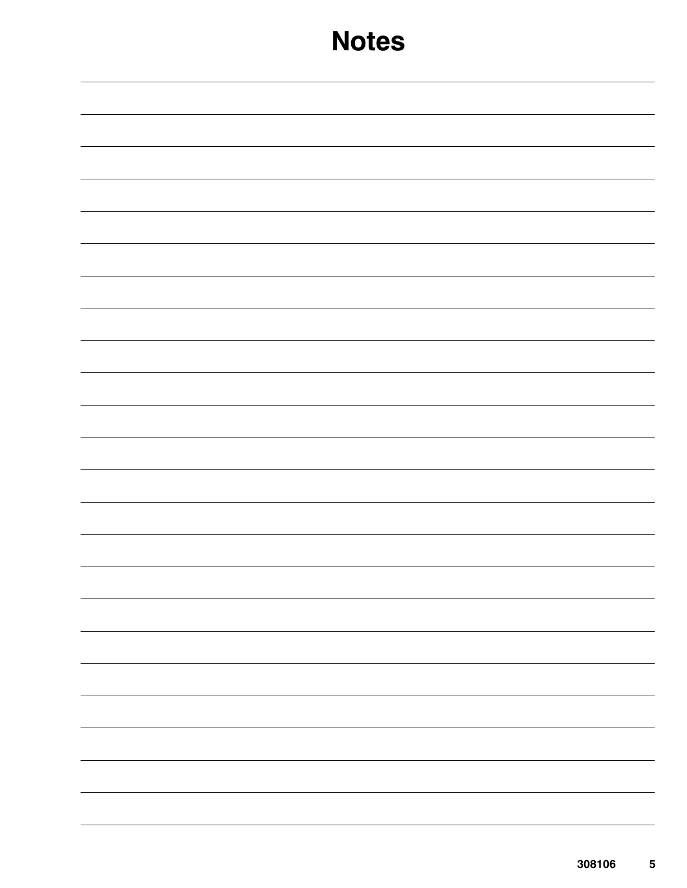# Notes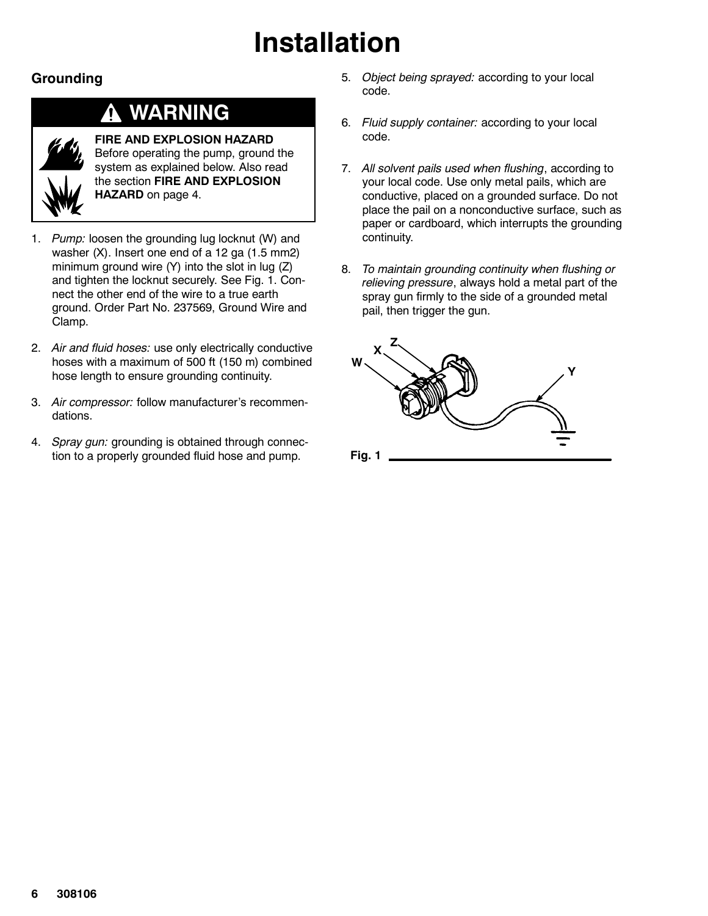# Installation

## Grounding

> **⚠ WARNING**
>
> **FIRE AND EXPLOSION HAZARD**
> Before operating the pump, ground the system as explained below. Also read the section **FIRE AND EXPLOSION HAZARD** on page 4.

1. *Pump:* loosen the grounding lug locknut (W) and washer (X). Insert one end of a 12 ga (1.5 mm2) minimum ground wire (Y) into the slot in lug (Z) and tighten the locknut securely. See Fig. 1. Connect the other end of the wire to a true earth ground. Order Part No. 237569, Ground Wire and Clamp.
2. *Air and fluid hoses:* use only electrically conductive hoses with a maximum of 500 ft (150 m) combined hose length to ensure grounding continuity.
3. *Air compressor:* follow manufacturer's recommendations.
4. *Spray gun:* grounding is obtained through connection to a properly grounded fluid hose and pump.
5. *Object being sprayed:* according to your local code.
6. *Fluid supply container:* according to your local code.
7. *All solvent pails used when flushing*, according to your local code. Use only metal pails, which are conductive, placed on a grounded surface. Do not place the pail on a nonconductive surface, such as paper or cardboard, which interrupts the grounding continuity.
8. *To maintain grounding continuity when flushing or relieving pressure*, always hold a metal part of the spray gun firmly to the side of a grounded metal pail, then trigger the gun.

W X Z Y

**Fig. 1**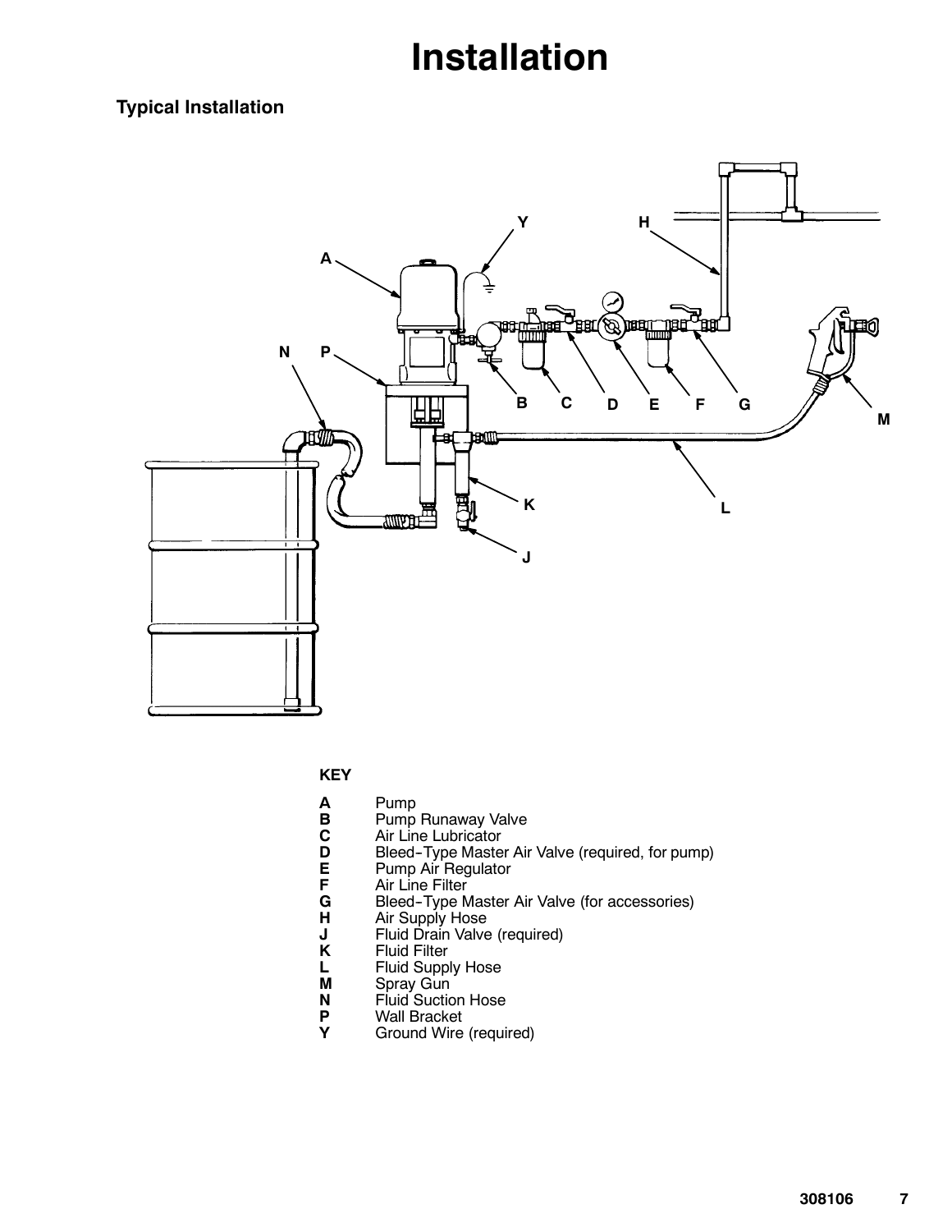# Installation

## Typical Installation

**KEY**

**A** Pump
**B** Pump Runaway Valve
**C** Air Line Lubricator
**D** Bleed-Type Master Air Valve (required, for pump)
**E** Pump Air Regulator
**F** Air Line Filter
**G** Bleed-Type Master Air Valve (for accessories)
**H** Air Supply Hose
**J** Fluid Drain Valve (required)
**K** Fluid Filter
**L** Fluid Supply Hose
**M** Spray Gun
**N** Fluid Suction Hose
**P** Wall Bracket
**Y** Ground Wire (required)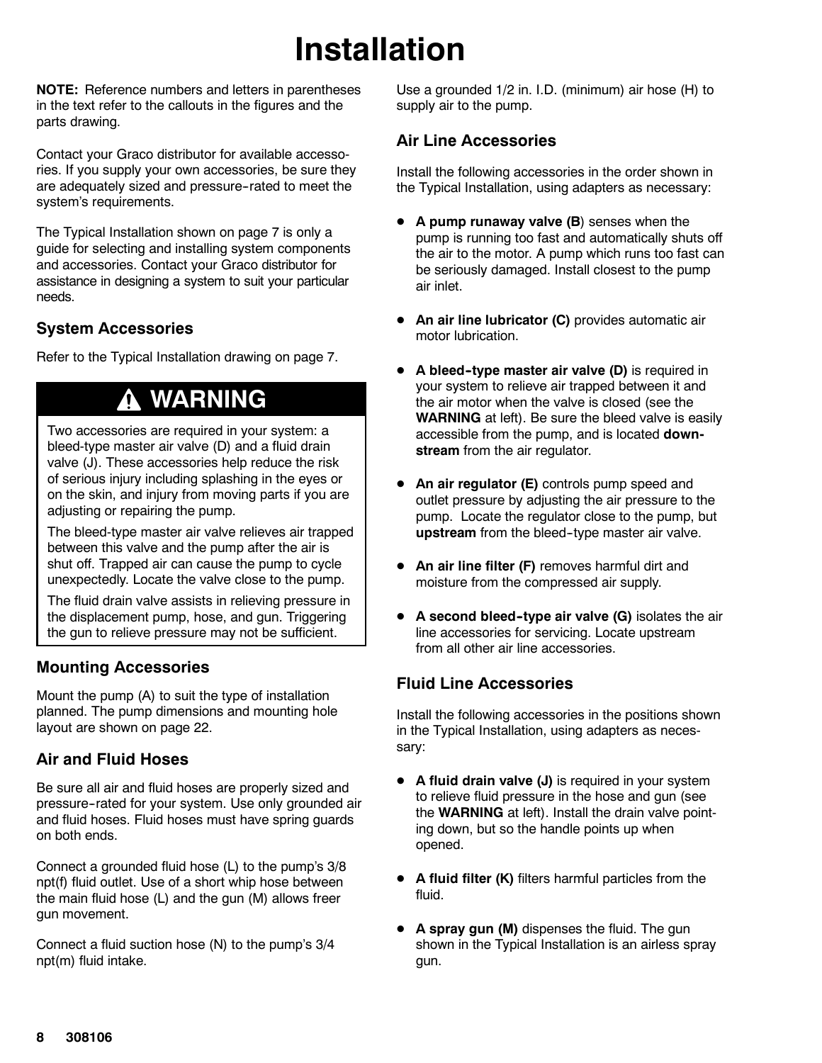# Installation

**NOTE:** Reference numbers and letters in parentheses in the text refer to the callouts in the figures and the parts drawing.

Contact your Graco distributor for available accessories. If you supply your own accessories, be sure they are adequately sized and pressure-rated to meet the system's requirements.

The Typical Installation shown on page 7 is only a guide for selecting and installing system components and accessories. Contact your Graco distributor for assistance in designing a system to suit your particular needs.

### System Accessories

Refer to the Typical Installation drawing on page 7.

> **⚠ WARNING**
>
> Two accessories are required in your system: a bleed-type master air valve (D) and a fluid drain valve (J). These accessories help reduce the risk of serious injury including splashing in the eyes or on the skin, and injury from moving parts if you are adjusting or repairing the pump.
>
> The bleed-type master air valve relieves air trapped between this valve and the pump after the air is shut off. Trapped air can cause the pump to cycle unexpectedly. Locate the valve close to the pump.
>
> The fluid drain valve assists in relieving pressure in the displacement pump, hose, and gun. Triggering the gun to relieve pressure may not be sufficient.

### Mounting Accessories

Mount the pump (A) to suit the type of installation planned. The pump dimensions and mounting hole layout are shown on page 22.

### Air and Fluid Hoses

Be sure all air and fluid hoses are properly sized and pressure-rated for your system. Use only grounded air and fluid hoses. Fluid hoses must have spring guards on both ends.

Connect a grounded fluid hose (L) to the pump's 3/8 npt(f) fluid outlet. Use of a short whip hose between the main fluid hose (L) and the gun (M) allows freer gun movement.

Connect a fluid suction hose (N) to the pump's 3/4 npt(m) fluid intake.

Use a grounded 1/2 in. I.D. (minimum) air hose (H) to supply air to the pump.

### Air Line Accessories

Install the following accessories in the order shown in the Typical Installation, using adapters as necessary:

- **A pump runaway valve (B**) senses when the pump is running too fast and automatically shuts off the air to the motor. A pump which runs too fast can be seriously damaged. Install closest to the pump air inlet.
- **An air line lubricator (C)** provides automatic air motor lubrication.
- **A bleed-type master air valve (D)** is required in your system to relieve air trapped between it and the air motor when the valve is closed (see the **WARNING** at left). Be sure the bleed valve is easily accessible from the pump, and is located **downstream** from the air regulator.
- **An air regulator (E)** controls pump speed and outlet pressure by adjusting the air pressure to the pump. Locate the regulator close to the pump, but **upstream** from the bleed-type master air valve.
- **An air line filter (F)** removes harmful dirt and moisture from the compressed air supply.
- **A second bleed-type air valve (G)** isolates the air line accessories for servicing. Locate upstream from all other air line accessories.

### Fluid Line Accessories

Install the following accessories in the positions shown in the Typical Installation, using adapters as necessary:

- **A fluid drain valve (J)** is required in your system to relieve fluid pressure in the hose and gun (see the **WARNING** at left). Install the drain valve pointing down, but so the handle points up when opened.
- **A fluid filter (K)** filters harmful particles from the fluid.
- **A spray gun (M)** dispenses the fluid. The gun shown in the Typical Installation is an airless spray gun.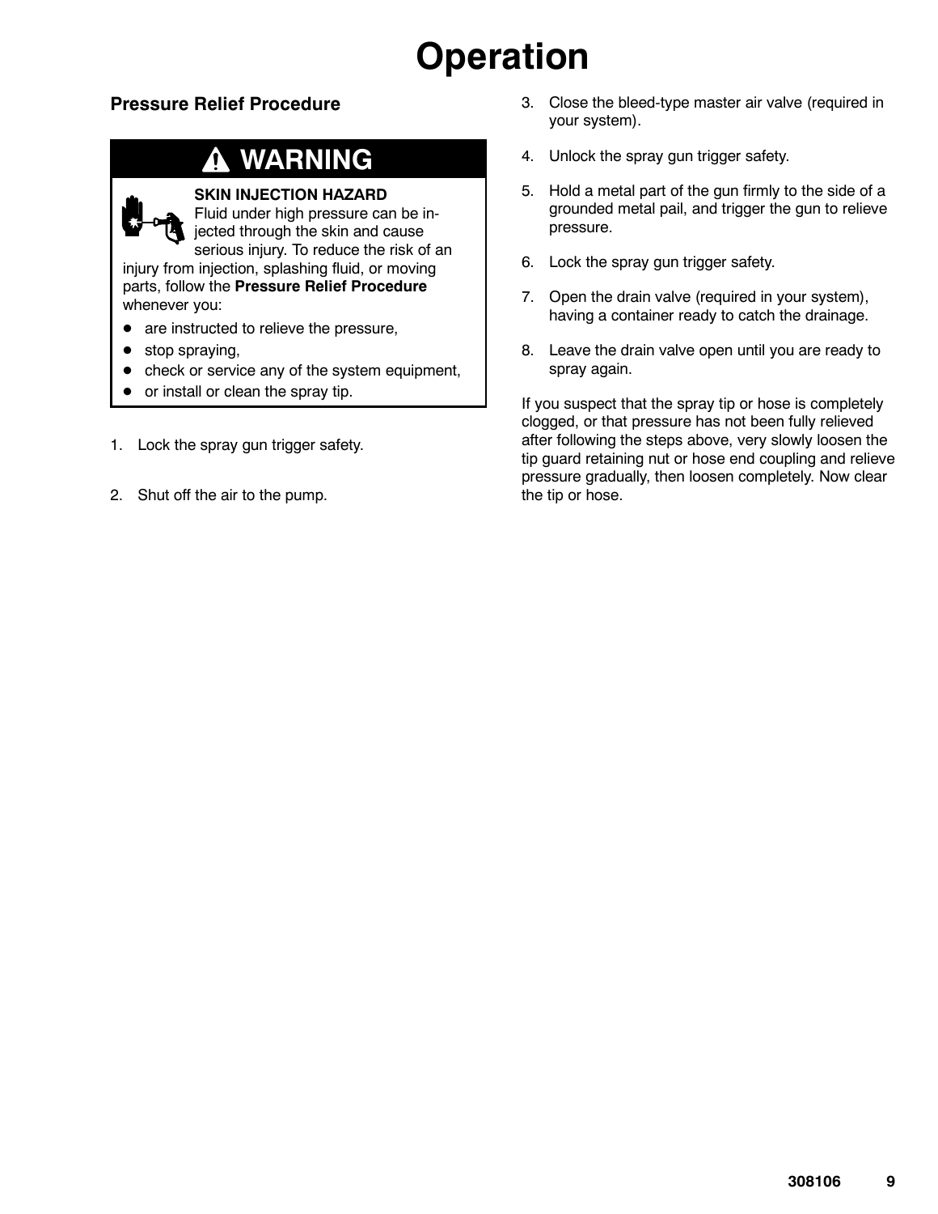# Operation

## Pressure Relief Procedure

> **⚠ WARNING**
>
> **SKIN INJECTION HAZARD**
> Fluid under high pressure can be injected through the skin and cause serious injury. To reduce the risk of an injury from injection, splashing fluid, or moving parts, follow the **Pressure Relief Procedure** whenever you:
>
> - are instructed to relieve the pressure,
> - stop spraying,
> - check or service any of the system equipment,
> - or install or clean the spray tip.

1. Lock the spray gun trigger safety.
2. Shut off the air to the pump.
3. Close the bleed-type master air valve (required in your system).
4. Unlock the spray gun trigger safety.
5. Hold a metal part of the gun firmly to the side of a grounded metal pail, and trigger the gun to relieve pressure.
6. Lock the spray gun trigger safety.
7. Open the drain valve (required in your system), having a container ready to catch the drainage.
8. Leave the drain valve open until you are ready to spray again.

If you suspect that the spray tip or hose is completely clogged, or that pressure has not been fully relieved after following the steps above, very slowly loosen the tip guard retaining nut or hose end coupling and relieve pressure gradually, then loosen completely. Now clear the tip or hose.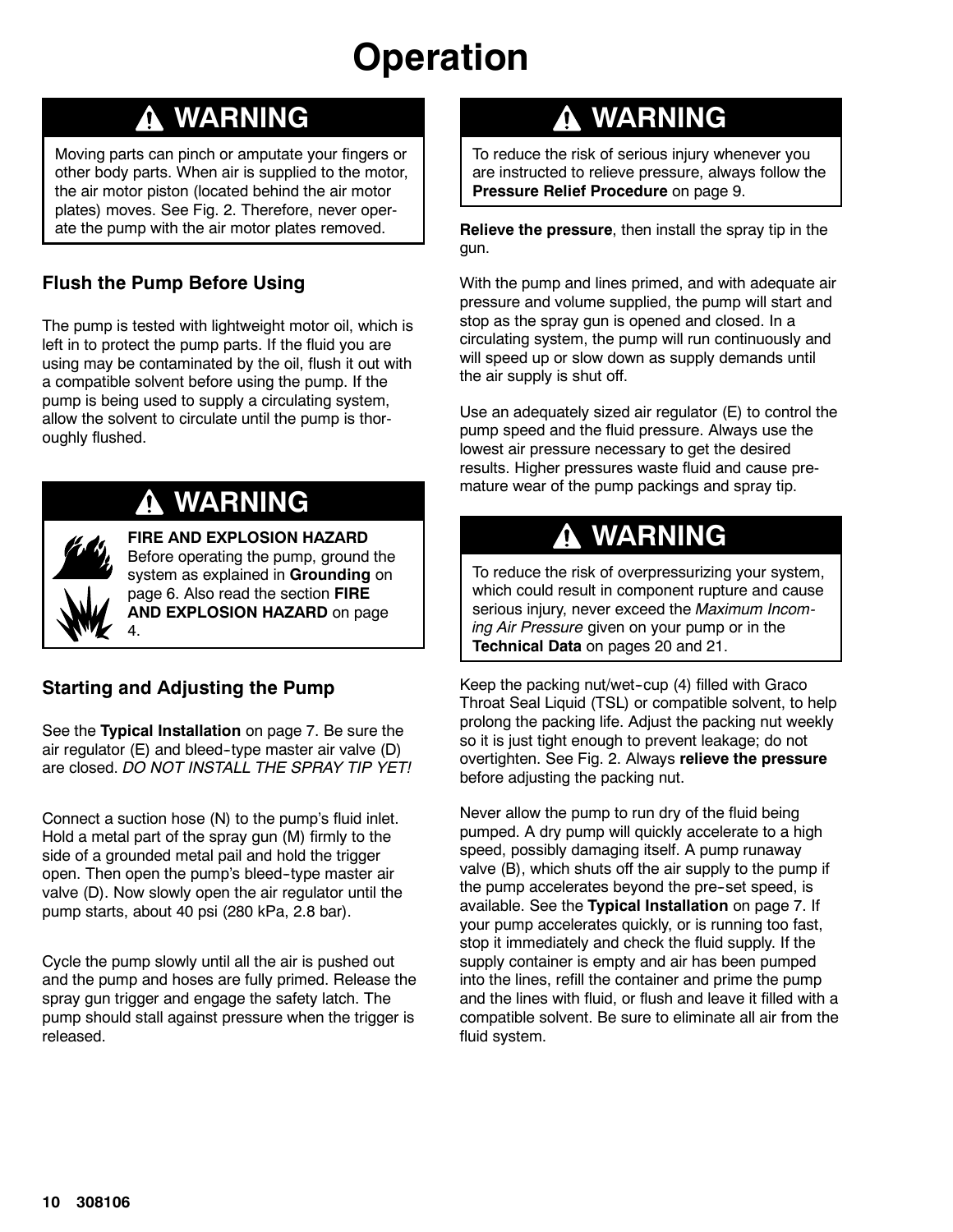# Operation

## ⚠ WARNING

Moving parts can pinch or amputate your fingers or other body parts. When air is supplied to the motor, the air motor piston (located behind the air motor plates) moves. See Fig. 2. Therefore, never operate the pump with the air motor plates removed.

### Flush the Pump Before Using

The pump is tested with lightweight motor oil, which is left in to protect the pump parts. If the fluid you are using may be contaminated by the oil, flush it out with a compatible solvent before using the pump. If the pump is being used to supply a circulating system, allow the solvent to circulate until the pump is thoroughly flushed.

## ⚠ WARNING

**FIRE AND EXPLOSION HAZARD**
Before operating the pump, ground the system as explained in **Grounding** on page 6. Also read the section **FIRE AND EXPLOSION HAZARD** on page 4.

### Starting and Adjusting the Pump

See the **Typical Installation** on page 7. Be sure the air regulator (E) and bleed-type master air valve (D) are closed. *DO NOT INSTALL THE SPRAY TIP YET!*

Connect a suction hose (N) to the pump's fluid inlet. Hold a metal part of the spray gun (M) firmly to the side of a grounded metal pail and hold the trigger open. Then open the pump's bleed-type master air valve (D). Now slowly open the air regulator until the pump starts, about 40 psi (280 kPa, 2.8 bar).

Cycle the pump slowly until all the air is pushed out and the pump and hoses are fully primed. Release the spray gun trigger and engage the safety latch. The pump should stall against pressure when the trigger is released.

## ⚠ WARNING

To reduce the risk of serious injury whenever you are instructed to relieve pressure, always follow the **Pressure Relief Procedure** on page 9.

**Relieve the pressure**, then install the spray tip in the gun.

With the pump and lines primed, and with adequate air pressure and volume supplied, the pump will start and stop as the spray gun is opened and closed. In a circulating system, the pump will run continuously and will speed up or slow down as supply demands until the air supply is shut off.

Use an adequately sized air regulator (E) to control the pump speed and the fluid pressure. Always use the lowest air pressure necessary to get the desired results. Higher pressures waste fluid and cause premature wear of the pump packings and spray tip.

## ⚠ WARNING

To reduce the risk of overpressurizing your system, which could result in component rupture and cause serious injury, never exceed the *Maximum Incoming Air Pressure* given on your pump or in the **Technical Data** on pages 20 and 21.

Keep the packing nut/wet-cup (4) filled with Graco Throat Seal Liquid (TSL) or compatible solvent, to help prolong the packing life. Adjust the packing nut weekly so it is just tight enough to prevent leakage; do not overtighten. See Fig. 2. Always **relieve the pressure** before adjusting the packing nut.

Never allow the pump to run dry of the fluid being pumped. A dry pump will quickly accelerate to a high speed, possibly damaging itself. A pump runaway valve (B), which shuts off the air supply to the pump if the pump accelerates beyond the pre-set speed, is available. See the **Typical Installation** on page 7. If your pump accelerates quickly, or is running too fast, stop it immediately and check the fluid supply. If the supply container is empty and air has been pumped into the lines, refill the container and prime the pump and the lines with fluid, or flush and leave it filled with a compatible solvent. Be sure to eliminate all air from the fluid system.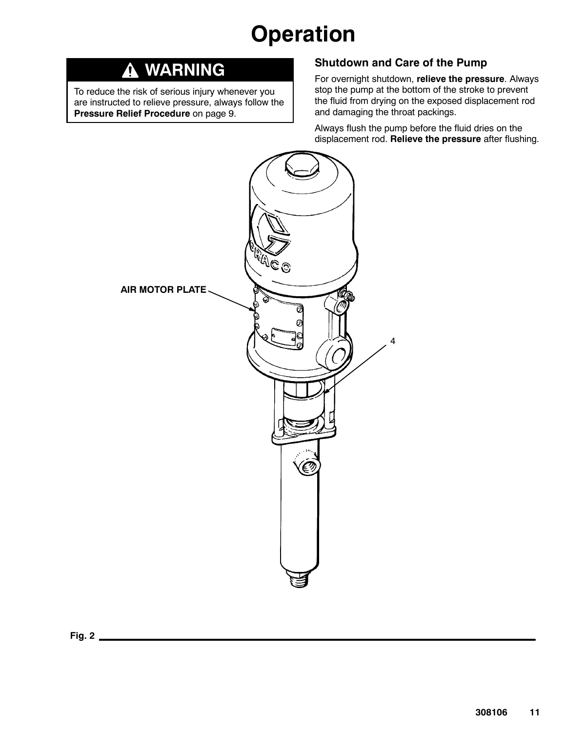# Operation

## ⚠ WARNING

To reduce the risk of serious injury whenever you are instructed to relieve pressure, always follow the **Pressure Relief Procedure** on page 9.

### Shutdown and Care of the Pump

For overnight shutdown, **relieve the pressure**. Always stop the pump at the bottom of the stroke to prevent the fluid from drying on the exposed displacement rod and damaging the throat packings.

Always flush the pump before the fluid dries on the displacement rod. **Relieve the pressure** after flushing.

AIR MOTOR PLATE

4

Fig. 2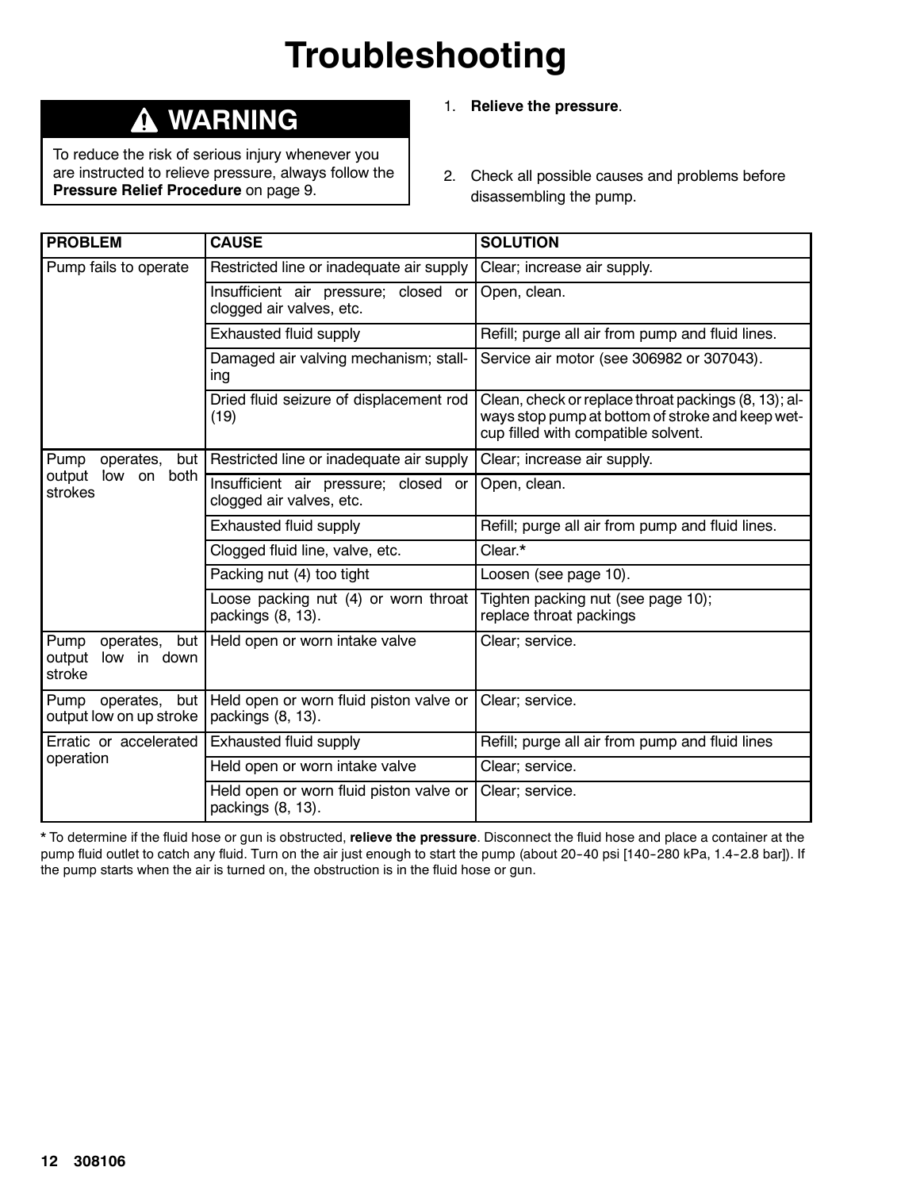// Troubleshooting

## WARNING

To reduce the risk of serious injury whenever you are instructed to relieve pressure, always follow the **Pressure Relief Procedure** on page 9.

1. **Relieve the pressure**.
2. Check all possible causes and problems before disassembling the pump.

| PROBLEM | CAUSE | SOLUTION |
|---|---|---|
| Pump fails to operate | Restricted line or inadequate air supply | Clear; increase air supply. |
| | Insufficient air pressure; closed or clogged air valves, etc. | Open, clean. |
| | Exhausted fluid supply | Refill; purge all air from pump and fluid lines. |
| | Damaged air valving mechanism; stalling | Service air motor (see 306982 or 307043). |
| | Dried fluid seizure of displacement rod (19) | Clean, check or replace throat packings (8, 13); always stop pump at bottom of stroke and keep wet-cup filled with compatible solvent. |
| Pump operates, but output low on both strokes | Restricted line or inadequate air supply | Clear; increase air supply. |
| | Insufficient air pressure; closed or clogged air valves, etc. | Open, clean. |
| | Exhausted fluid supply | Refill; purge all air from pump and fluid lines. |
| | Clogged fluid line, valve, etc. | Clear.* |
| | Packing nut (4) too tight | Loosen (see page 10). |
| | Loose packing nut (4) or worn throat packings (8, 13). | Tighten packing nut (see page 10); replace throat packings |
| Pump operates, but output low in down stroke | Held open or worn intake valve | Clear; service. |
| Pump operates, but output low on up stroke | Held open or worn fluid piston valve or packings (8, 13). | Clear; service. |
| Erratic or accelerated operation | Exhausted fluid supply | Refill; purge all air from pump and fluid lines |
| | Held open or worn intake valve | Clear; service. |
| | Held open or worn fluid piston valve or packings (8, 13). | Clear; service. |

* To determine if the fluid hose or gun is obstructed, **relieve the pressure**. Disconnect the fluid hose and place a container at the pump fluid outlet to catch any fluid. Turn on the air just enough to start the pump (about 20–40 psi [140–280 kPa, 1.4–2.8 bar]). If the pump starts when the air is turned on, the obstruction is in the fluid hose or gun.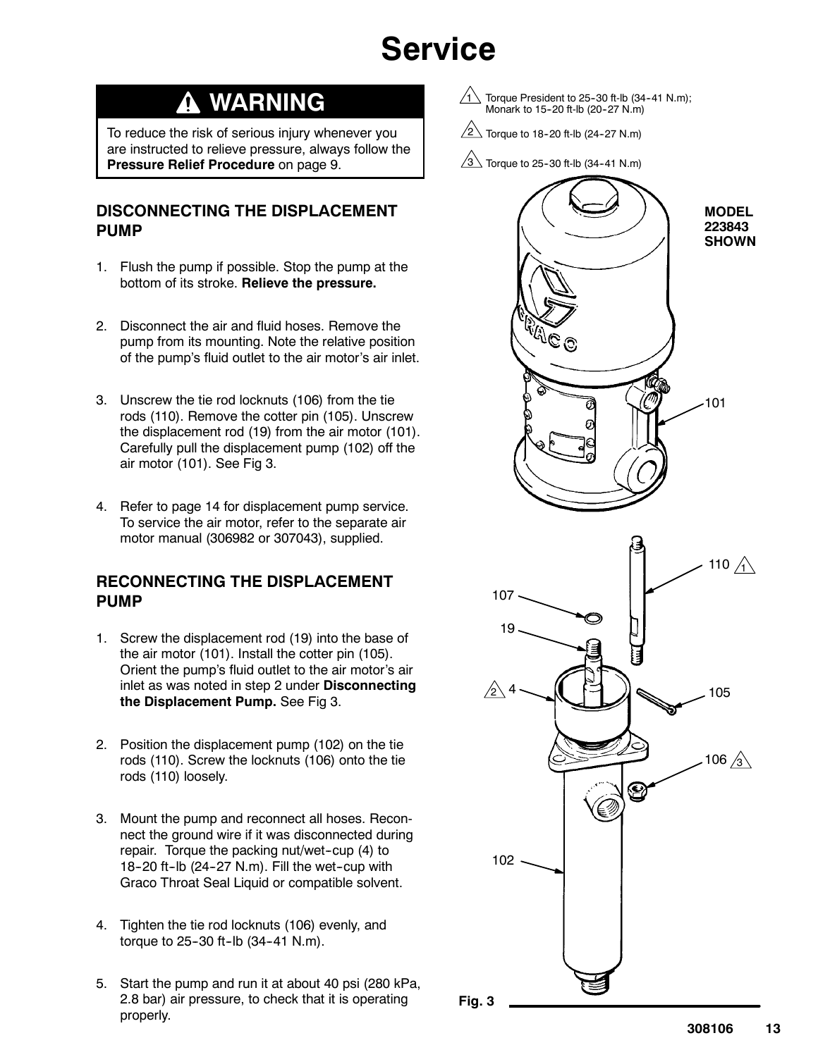# Service

## ⚠ WARNING

To reduce the risk of serious injury whenever you are instructed to relieve pressure, always follow the **Pressure Relief Procedure** on page 9.

### DISCONNECTING THE DISPLACEMENT PUMP

1. Flush the pump if possible. Stop the pump at the bottom of its stroke. **Relieve the pressure.**
2. Disconnect the air and fluid hoses. Remove the pump from its mounting. Note the relative position of the pump's fluid outlet to the air motor's air inlet.
3. Unscrew the tie rod locknuts (106) from the tie rods (110). Remove the cotter pin (105). Unscrew the displacement rod (19) from the air motor (101). Carefully pull the displacement pump (102) off the air motor (101). See Fig 3.
4. Refer to page 14 for displacement pump service. To service the air motor, refer to the separate air motor manual (306982 or 307043), supplied.

### RECONNECTING THE DISPLACEMENT PUMP

1. Screw the displacement rod (19) into the base of the air motor (101). Install the cotter pin (105). Orient the pump's fluid outlet to the air motor's air inlet as was noted in step 2 under **Disconnecting the Displacement Pump.** See Fig 3.
2. Position the displacement pump (102) on the tie rods (110). Screw the locknuts (106) onto the tie rods (110) loosely.
3. Mount the pump and reconnect all hoses. Reconnect the ground wire if it was disconnected during repair. Torque the packing nut/wet-cup (4) to 18-20 ft-lb (24-27 N.m). Fill the wet-cup with Graco Throat Seal Liquid or compatible solvent.
4. Tighten the tie rod locknuts (106) evenly, and torque to 25-30 ft-lb (34-41 N.m).
5. Start the pump and run it at about 40 psi (280 kPa, 2.8 bar) air pressure, to check that it is operating properly.

1 Torque President to 25-30 ft-lb (34-41 N.m); Monark to 15-20 ft-lb (20-27 N.m)

2 Torque to 18-20 ft-lb (24-27 N.m)

3 Torque to 25-30 ft-lb (34-41 N.m)

MODEL 223843 SHOWN

101, 110 (1), 107, 19, 4 (2), 105, 106 (3), 102

Fig. 3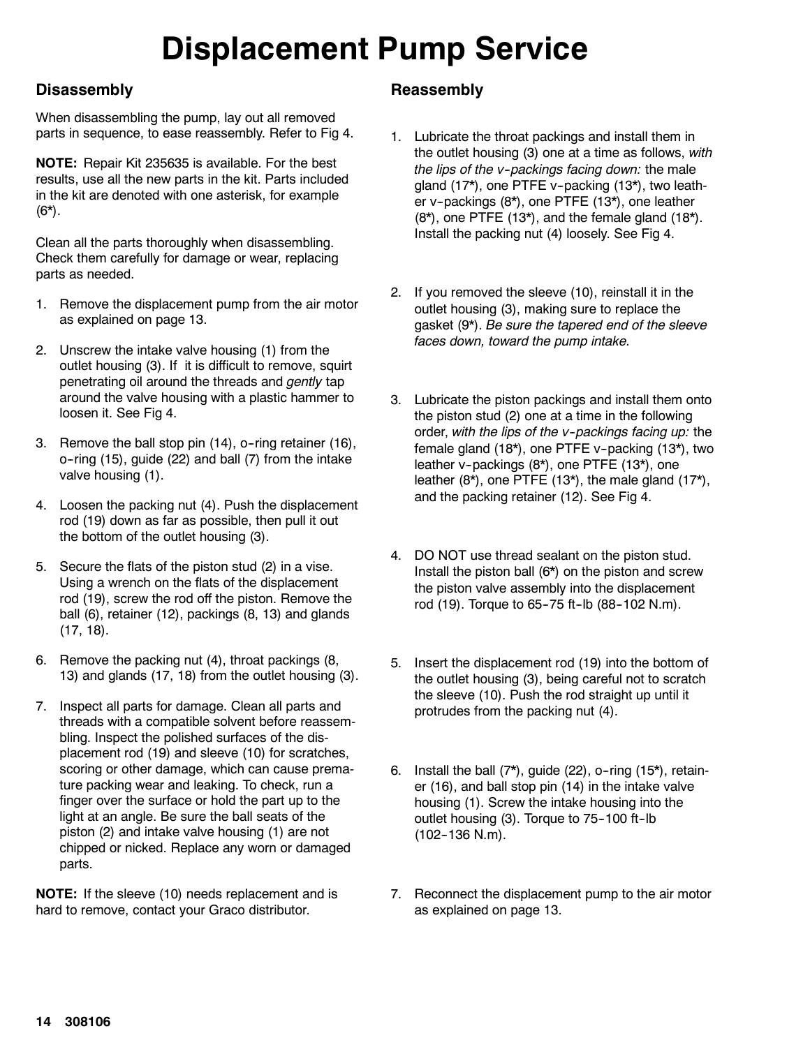# Displacement Pump Service

## Disassembly

When disassembling the pump, lay out all removed parts in sequence, to ease reassembly. Refer to Fig 4.

**NOTE:** Repair Kit 235635 is available. For the best results, use all the new parts in the kit. Parts included in the kit are denoted with one asterisk, for example (6*).

Clean all the parts thoroughly when disassembling. Check them carefully for damage or wear, replacing parts as needed.

1. Remove the displacement pump from the air motor as explained on page 13.
2. Unscrew the intake valve housing (1) from the outlet housing (3). If it is difficult to remove, squirt penetrating oil around the threads and *gently* tap around the valve housing with a plastic hammer to loosen it. See Fig 4.
3. Remove the ball stop pin (14), o-ring retainer (16), o-ring (15), guide (22) and ball (7) from the intake valve housing (1).
4. Loosen the packing nut (4). Push the displacement rod (19) down as far as possible, then pull it out the bottom of the outlet housing (3).
5. Secure the flats of the piston stud (2) in a vise. Using a wrench on the flats of the displacement rod (19), screw the rod off the piston. Remove the ball (6), retainer (12), packings (8, 13) and glands (17, 18).
6. Remove the packing nut (4), throat packings (8, 13) and glands (17, 18) from the outlet housing (3).
7. Inspect all parts for damage. Clean all parts and threads with a compatible solvent before reassembling. Inspect the polished surfaces of the displacement rod (19) and sleeve (10) for scratches, scoring or other damage, which can cause premature packing wear and leaking. To check, run a finger over the surface or hold the part up to the light at an angle. Be sure the ball seats of the piston (2) and intake valve housing (1) are not chipped or nicked. Replace any worn or damaged parts.

**NOTE:** If the sleeve (10) needs replacement and is hard to remove, contact your Graco distributor.

## Reassembly

1. Lubricate the throat packings and install them in the outlet housing (3) one at a time as follows, *with the lips of the v-packings facing down:* the male gland (17*), one PTFE v-packing (13*), two leather v-packings (8*), one PTFE (13*), one leather (8*), one PTFE (13*), and the female gland (18*). Install the packing nut (4) loosely. See Fig 4.
2. If you removed the sleeve (10), reinstall it in the outlet housing (3), making sure to replace the gasket (9*). *Be sure the tapered end of the sleeve faces down, toward the pump intake.*
3. Lubricate the piston packings and install them onto the piston stud (2) one at a time in the following order, *with the lips of the v-packings facing up:* the female gland (18*), one PTFE v-packing (13*), two leather v-packings (8*), one PTFE (13*), one leather (8*), one PTFE (13*), the male gland (17*), and the packing retainer (12). See Fig 4.
4. DO NOT use thread sealant on the piston stud. Install the piston ball (6*) on the piston and screw the piston valve assembly into the displacement rod (19). Torque to 65-75 ft-lb (88-102 N.m).
5. Insert the displacement rod (19) into the bottom of the outlet housing (3), being careful not to scratch the sleeve (10). Push the rod straight up until it protrudes from the packing nut (4).
6. Install the ball (7*), guide (22), o-ring (15*), retainer (16), and ball stop pin (14) in the intake valve housing (1). Screw the intake housing into the outlet housing (3). Torque to 75-100 ft-lb (102-136 N.m).
7. Reconnect the displacement pump to the air motor as explained on page 13.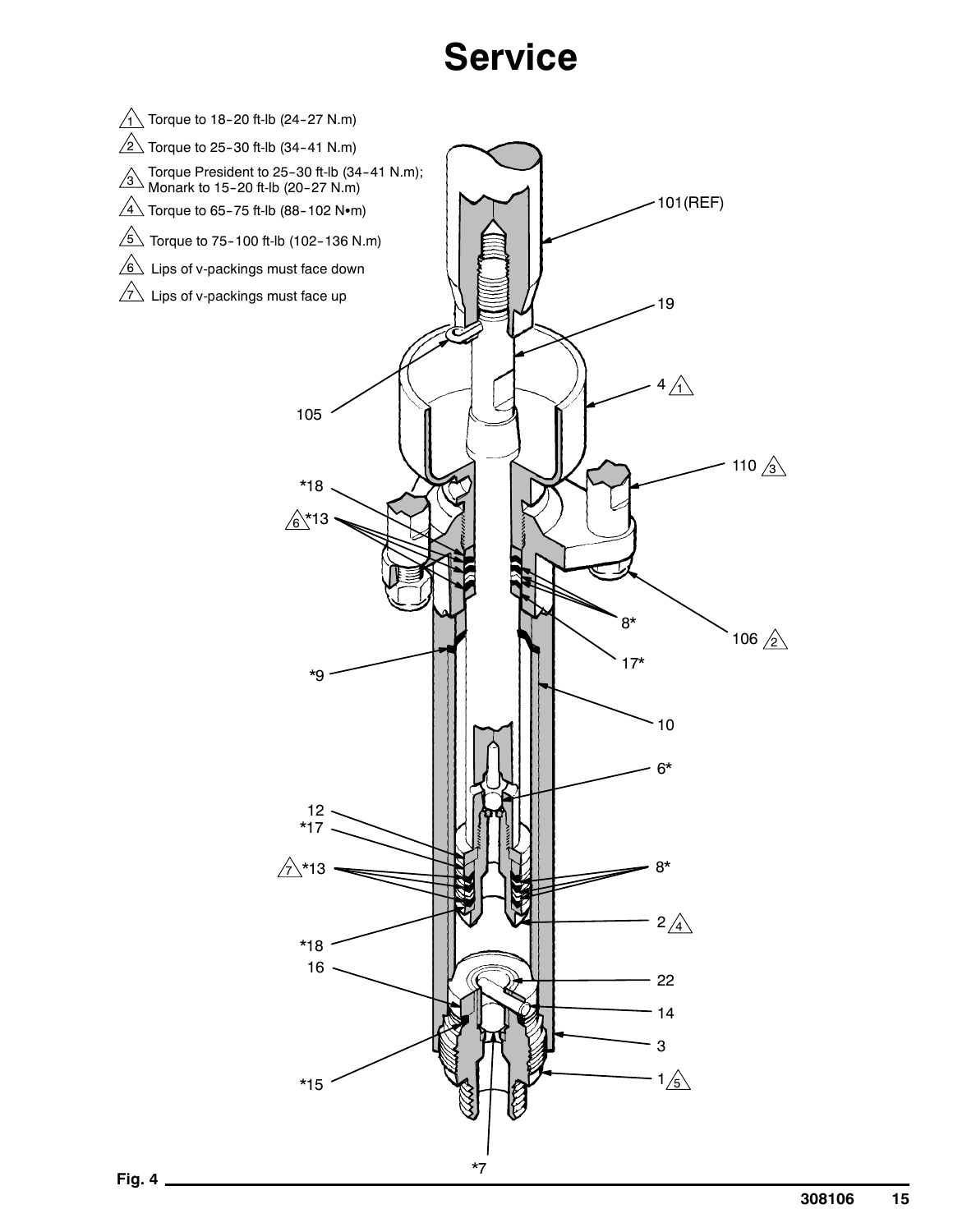# Service

1. Torque to 18–20 ft-lb (24–27 N.m)
2. Torque to 25–30 ft-lb (34–41 N.m)
3. Torque President to 25–30 ft-lb (34–41 N.m); Monark to 15–20 ft-lb (20–27 N.m)
4. Torque to 65–75 ft-lb (88–102 N•m)
5. Torque to 75–100 ft-lb (102–136 N.m)
6. Lips of v-packings must face down
7. Lips of v-packings must face up

Fig. 4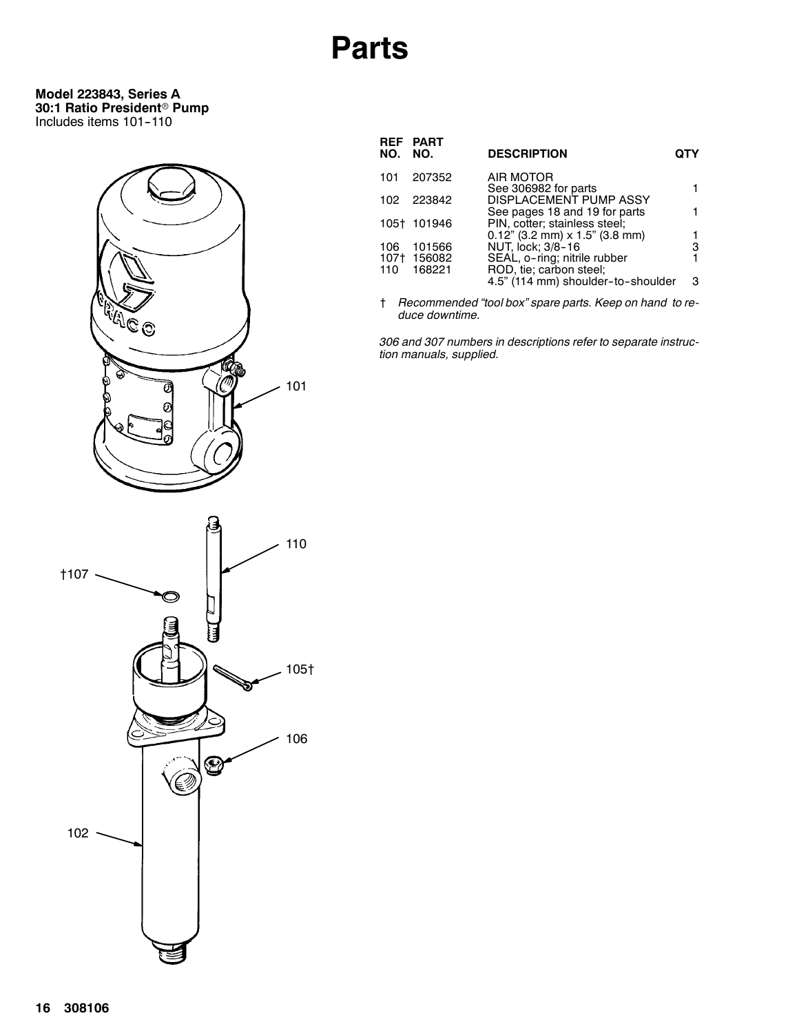# Parts

**Model 223843, Series A**
**30:1 Ratio President® Pump**
Includes items 101–110

| REF NO. | PART NO. | DESCRIPTION | QTY |
|---|---|---|---|
| 101 | 207352 | AIR MOTOR<br>See 306982 for parts | 1 |
| 102 | 223842 | DISPLACEMENT PUMP ASSY<br>See pages 18 and 19 for parts | 1 |
| 105† | 101946 | PIN, cotter; stainless steel;<br>0.12” (3.2 mm) x 1.5” (3.8 mm) | 1 |
| 106 | 101566 | NUT, lock; 3/8–16 | 3 |
| 107† | 156082 | SEAL, o–ring; nitrile rubber | 1 |
| 110 | 168221 | ROD, tie; carbon steel;<br>4.5” (114 mm) shoulder–to–shoulder | 3 |

† *Recommended “tool box” spare parts. Keep on hand to reduce downtime.*

*306 and 307 numbers in descriptions refer to separate instruction manuals, supplied.*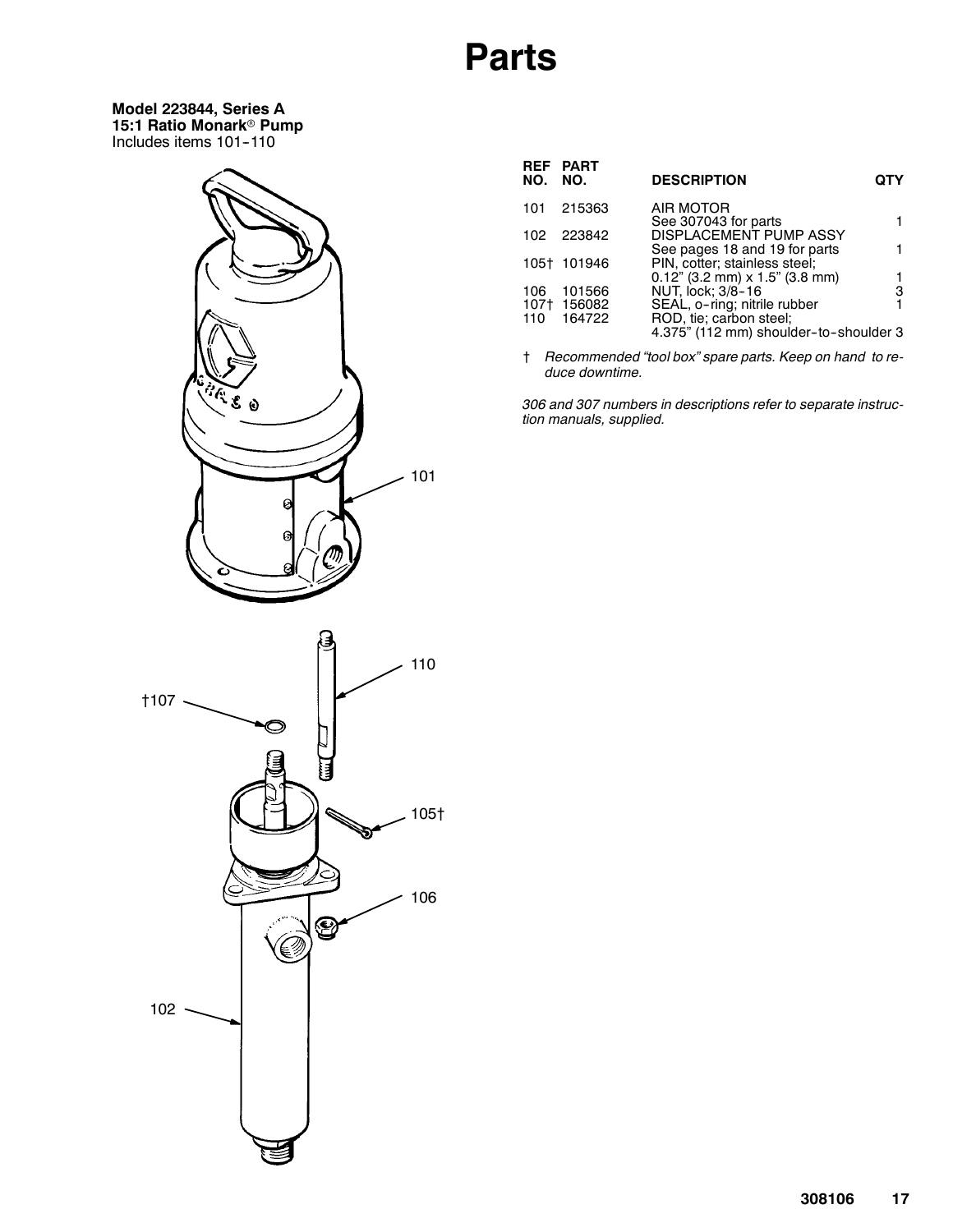# Parts

**Model 223844, Series A**
**15:1 Ratio Monark® Pump**
Includes items 101–110

| REF NO. | PART NO. | DESCRIPTION | QTY |
|---|---|---|---|
| 101 | 215363 | AIR MOTOR<br>See 307043 for parts | 1 |
| 102 | 223842 | DISPLACEMENT PUMP ASSY<br>See pages 18 and 19 for parts | 1 |
| 105† | 101946 | PIN, cotter; stainless steel;<br>0.12” (3.2 mm) x 1.5” (3.8 mm) | 1 |
| 106 | 101566 | NUT, lock; 3/8–16 | 3 |
| 107† | 156082 | SEAL, o–ring; nitrile rubber | 1 |
| 110 | 164722 | ROD, tie; carbon steel;<br>4.375” (112 mm) shoulder–to–shoulder | 3 |

† *Recommended “tool box” spare parts. Keep on hand to reduce downtime.*

*306 and 307 numbers in descriptions refer to separate instruction manuals, supplied.*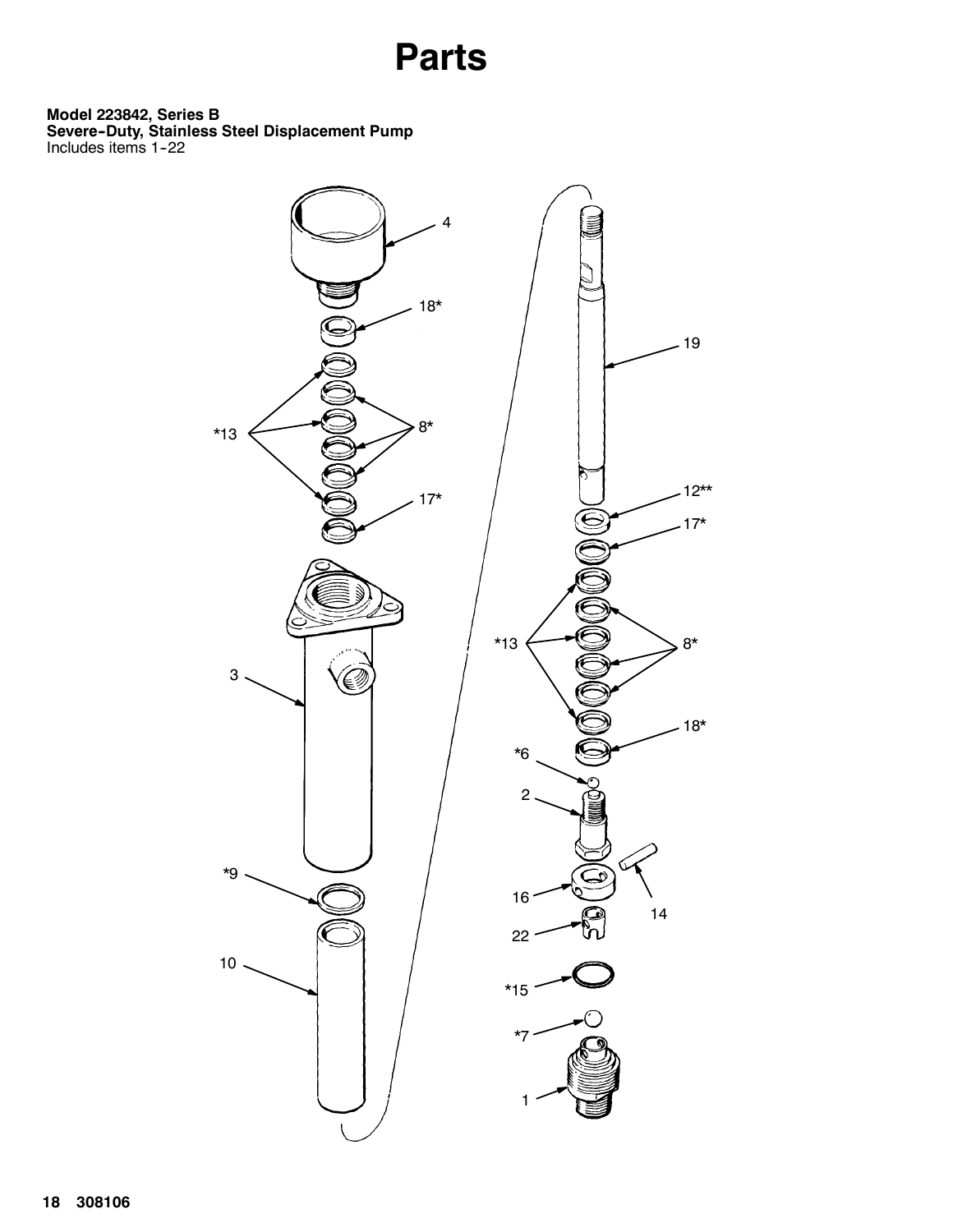# Parts

**Model 223842, Series B**
**Severe-Duty, Stainless Steel Displacement Pump**
Includes items 1-22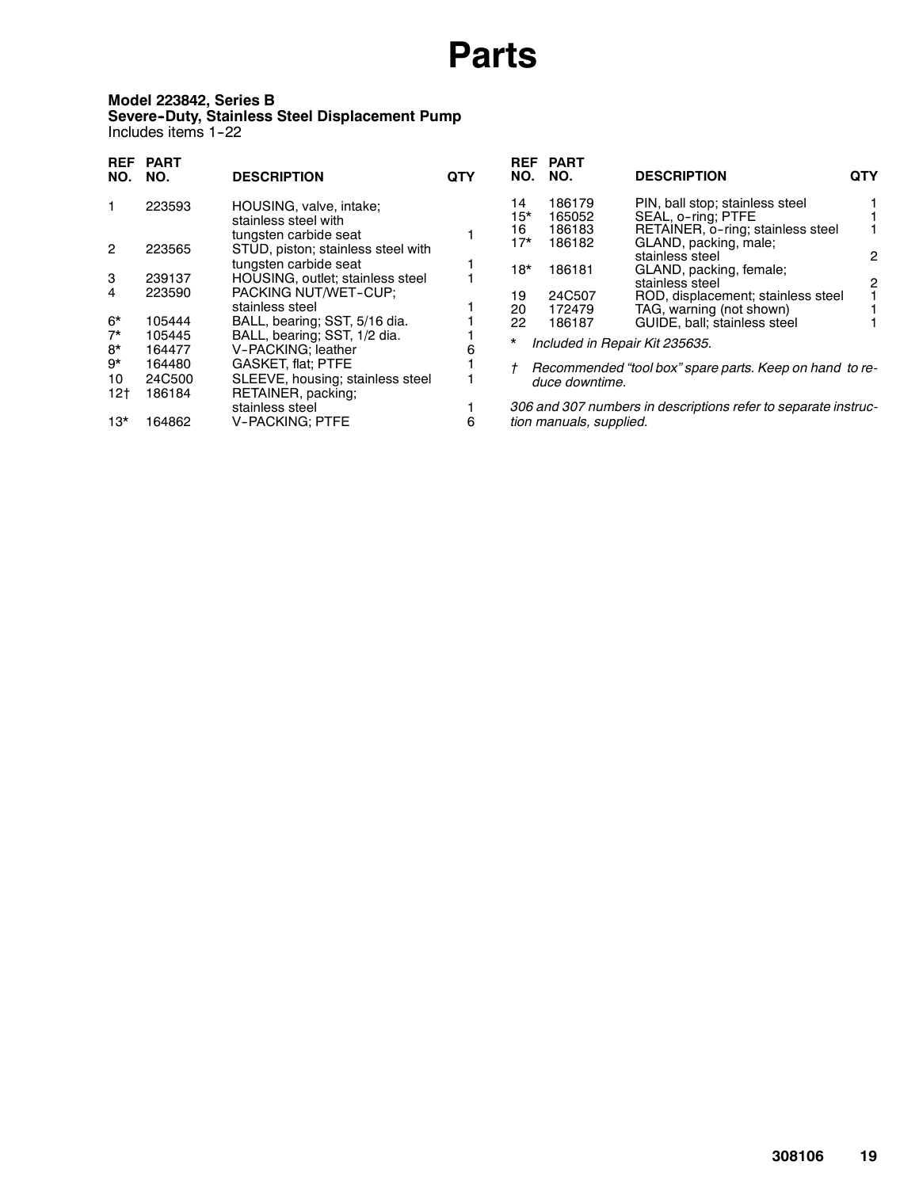# Parts

**Model 223842, Series B**
**Severe-Duty, Stainless Steel Displacement Pump**
Includes items 1-22

| REF NO. | PART NO. | DESCRIPTION | QTY |
|---|---|---|---|
| 1 | 223593 | HOUSING, valve, intake; stainless steel with tungsten carbide seat | 1 |
| 2 | 223565 | STUD, piston; stainless steel with tungsten carbide seat | 1 |
| 3 | 239137 | HOUSING, outlet; stainless steel | 1 |
| 4 | 223590 | PACKING NUT/WET-CUP; stainless steel | 1 |
| 6* | 105444 | BALL, bearing; SST, 5/16 dia. | 1 |
| 7* | 105445 | BALL, bearing; SST, 1/2 dia. | 1 |
| 8* | 164477 | V-PACKING; leather | 6 |
| 9* | 164480 | GASKET, flat; PTFE | 1 |
| 10 | 24C500 | SLEEVE, housing; stainless steel | 1 |
| 12† | 186184 | RETAINER, packing; stainless steel | 1 |
| 13* | 164862 | V-PACKING; PTFE | 6 |
| 14 | 186179 | PIN, ball stop; stainless steel | 1 |
| 15* | 165052 | SEAL, o-ring; PTFE | 1 |
| 16 | 186183 | RETAINER, o-ring; stainless steel | 1 |
| 17* | 186182 | GLAND, packing, male; stainless steel | 2 |
| 18* | 186181 | GLAND, packing, female; stainless steel | 2 |
| 19 | 24C507 | ROD, displacement; stainless steel | 1 |
| 20 | 172479 | TAG, warning (not shown) | 1 |
| 22 | 186187 | GUIDE, ball; stainless steel | 1 |

\* *Included in Repair Kit 235635.*

† *Recommended “tool box” spare parts. Keep on hand to reduce downtime.*

*306 and 307 numbers in descriptions refer to separate instruction manuals, supplied.*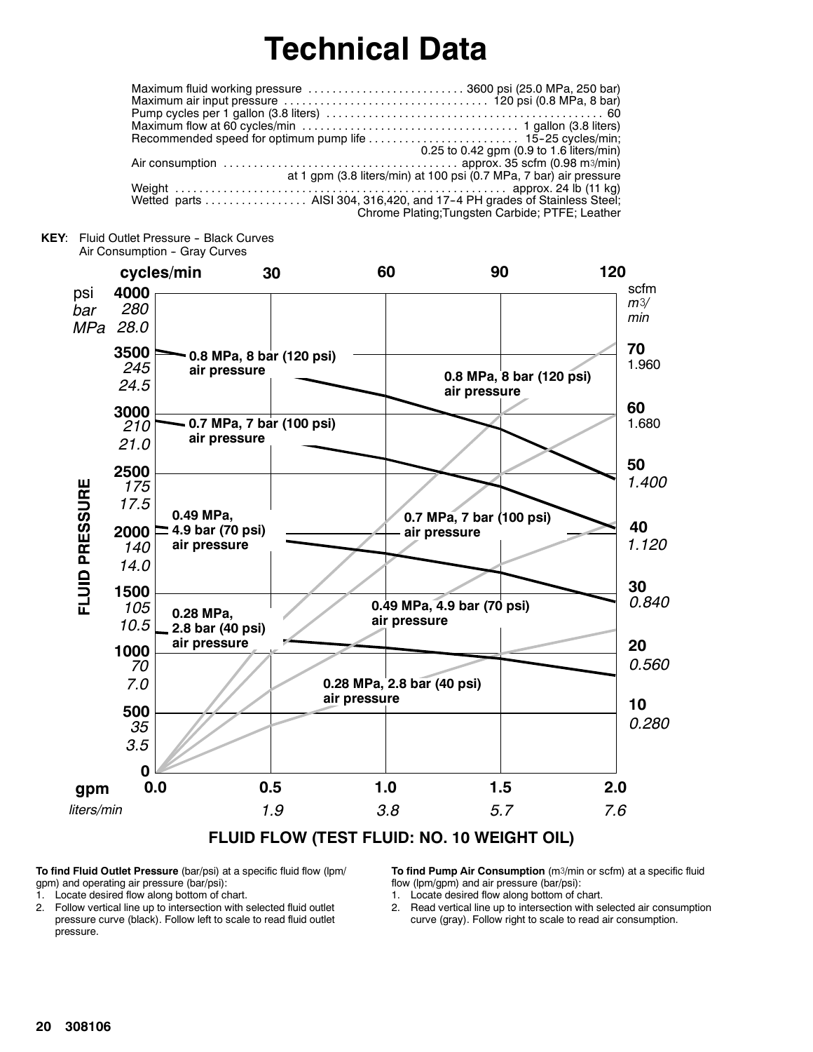# Technical Data

| | |
|---|---|
| Maximum fluid working pressure | 3600 psi (25.0 MPa, 250 bar) |
| Maximum air input pressure | 120 psi (0.8 MPa, 8 bar) |
| Pump cycles per 1 gallon (3.8 liters) | 60 |
| Maximum flow at 60 cycles/min | 1 gallon (3.8 liters) |
| Recommended speed for optimum pump life | 15–25 cycles/min; 0.25 to 0.42 gpm (0.9 to 1.6 liters/min) |
| Air consumption | approx. 35 scfm (0.98 m3/min) at 1 gpm (3.8 liters/min) at 100 psi (0.7 MPa, 7 bar) air pressure |
| Weight | approx. 24 lb (11 kg) |
| Wetted parts | AISI 304, 316,420, and 17–4 PH grades of Stainless Steel; Chrome Plating;Tungsten Carbide; PTFE; Leather |

**KEY**: Fluid Outlet Pressure – Black Curves
Air Consumption – Gray Curves

FLUID FLOW (TEST FLUID: NO. 10 WEIGHT OIL)

**To find Fluid Outlet Pressure** (bar/psi) at a specific fluid flow (lpm/gpm) and operating air pressure (bar/psi):

1. Locate desired flow along bottom of chart.
2. Follow vertical line up to intersection with selected fluid outlet pressure curve (black). Follow left to scale to read fluid outlet pressure.

**To find Pump Air Consumption** (m3/min or scfm) at a specific fluid flow (lpm/gpm) and air pressure (bar/psi):

1. Locate desired flow along bottom of chart.
2. Read vertical line up to intersection with selected air consumption curve (gray). Follow right to scale to read air consumption.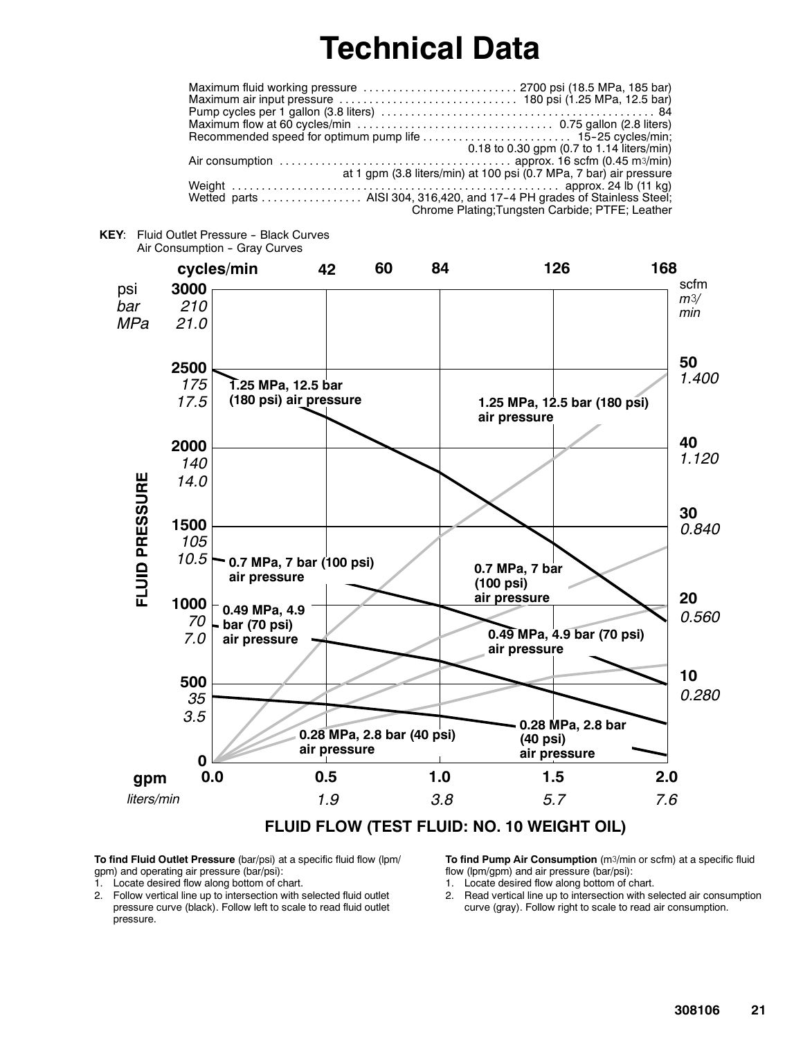# Technical Data

| | |
|---|---|
| Maximum fluid working pressure | 2700 psi (18.5 MPa, 185 bar) |
| Maximum air input pressure | 180 psi (1.25 MPa, 12.5 bar) |
| Pump cycles per 1 gallon (3.8 liters) | 84 |
| Maximum flow at 60 cycles/min | 0.75 gallon (2.8 liters) |
| Recommended speed for optimum pump life | 15–25 cycles/min; 0.18 to 0.30 gpm (0.7 to 1.14 liters/min) |
| Air consumption | approx. 16 scfm (0.45 m3/min) at 1 gpm (3.8 liters/min) at 100 psi (0.7 MPa, 7 bar) air pressure |
| Weight | approx. 24 lb (11 kg) |
| Wetted parts | AISI 304, 316,420, and 17–4 PH grades of Stainless Steel; Chrome Plating;Tungsten Carbide; PTFE; Leather |

**KEY**: Fluid Outlet Pressure – Black Curves
Air Consumption – Gray Curves

FLUID PRESSURE (psi / bar / MPa) vs. FLUID FLOW (TEST FLUID: NO. 10 WEIGHT OIL) (gpm / liters/min); cycles/min: 42, 60, 84, 126, 168; air consumption scale: scfm / m3/min

Curves: 1.25 MPa, 12.5 bar (180 psi) air pressure; 0.7 MPa, 7 bar (100 psi) air pressure; 0.49 MPa, 4.9 bar (70 psi) air pressure; 0.28 MPa, 2.8 bar (40 psi) air pressure

**To find Fluid Outlet Pressure** (bar/psi) at a specific fluid flow (lpm/gpm) and operating air pressure (bar/psi):

1. Locate desired flow along bottom of chart.
2. Follow vertical line up to intersection with selected fluid outlet pressure curve (black). Follow left to scale to read fluid outlet pressure.

**To find Pump Air Consumption** (m3/min or scfm) at a specific fluid flow (lpm/gpm) and air pressure (bar/psi):

1. Locate desired flow along bottom of chart.
2. Read vertical line up to intersection with selected air consumption curve (gray). Follow right to scale to read air consumption.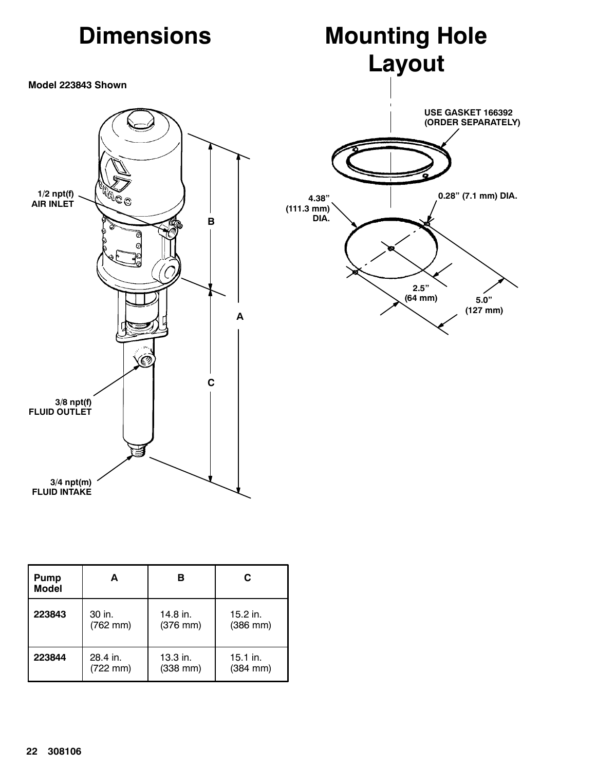# Dimensions

**Model 223843 Shown**

1/2 npt(f)
AIR INLET

3/8 npt(f)
FLUID OUTLET

3/4 npt(m)
FLUID INTAKE

# Mounting Hole Layout

USE GASKET 166392
(ORDER SEPARATELY)

4.38”
(111.3 mm)
DIA.

0.28” (7.1 mm) DIA.

2.5”
(64 mm)

5.0”
(127 mm)

| Pump Model | A | B | C |
|---|---|---|---|
| **223843** | 30 in. (762 mm) | 14.8 in. (376 mm) | 15.2 in. (386 mm) |
| **223844** | 28.4 in. (722 mm) | 13.3 in. (338 mm) | 15.1 in. (384 mm) |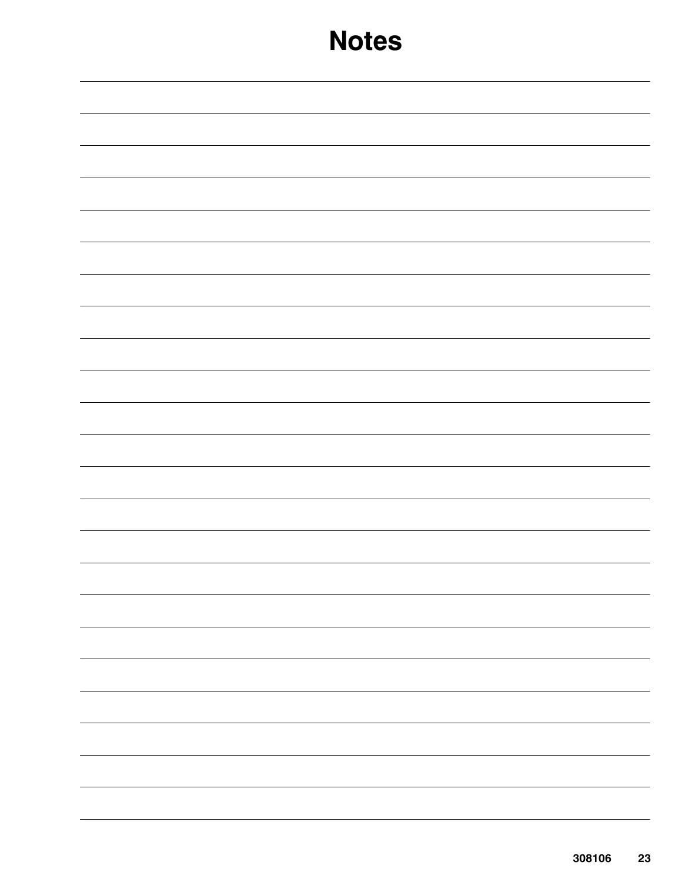# Notes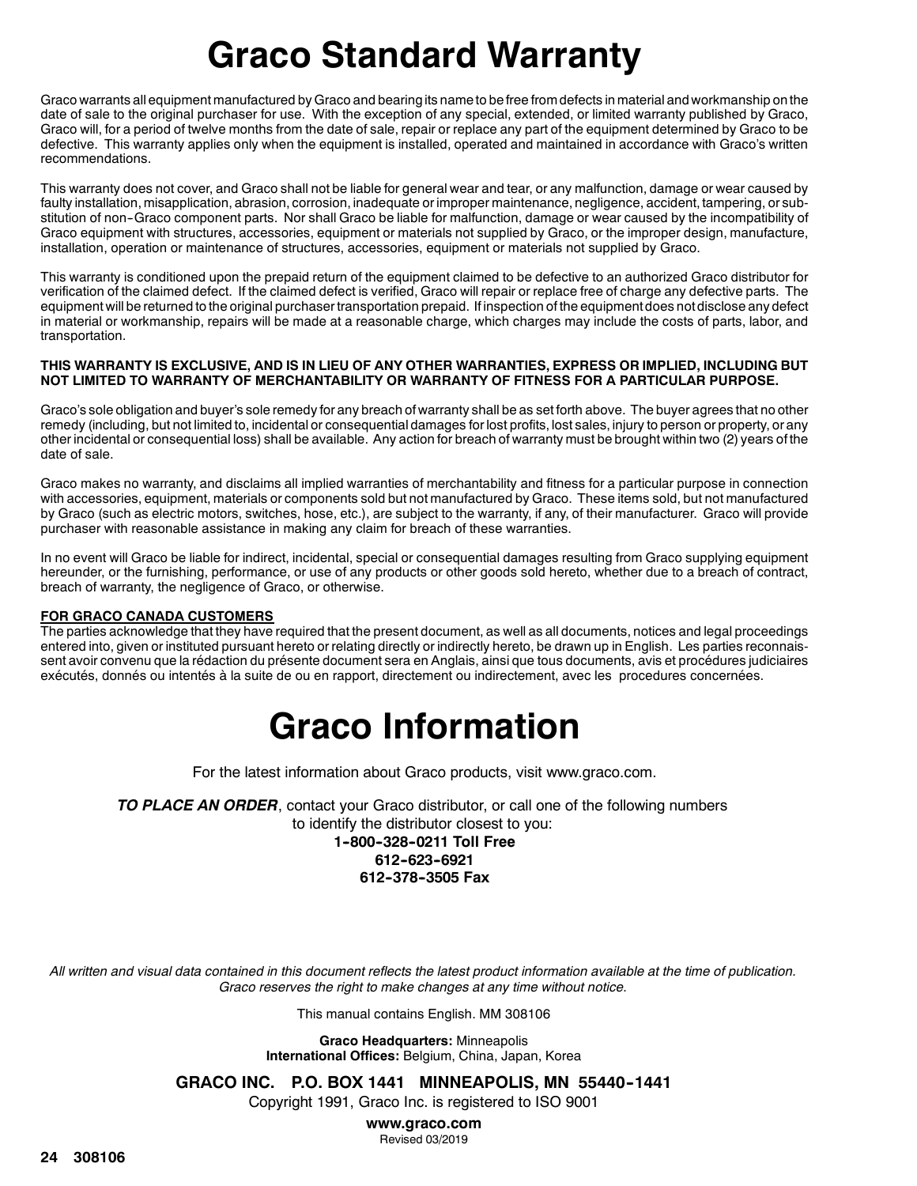# Graco Standard Warranty

Graco warrants all equipment manufactured by Graco and bearing its name to be free from defects in material and workmanship on the date of sale to the original purchaser for use. With the exception of any special, extended, or limited warranty published by Graco, Graco will, for a period of twelve months from the date of sale, repair or replace any part of the equipment determined by Graco to be defective. This warranty applies only when the equipment is installed, operated and maintained in accordance with Graco's written recommendations.

This warranty does not cover, and Graco shall not be liable for general wear and tear, or any malfunction, damage or wear caused by faulty installation, misapplication, abrasion, corrosion, inadequate or improper maintenance, negligence, accident, tampering, or substitution of non-Graco component parts. Nor shall Graco be liable for malfunction, damage or wear caused by the incompatibility of Graco equipment with structures, accessories, equipment or materials not supplied by Graco, or the improper design, manufacture, installation, operation or maintenance of structures, accessories, equipment or materials not supplied by Graco.

This warranty is conditioned upon the prepaid return of the equipment claimed to be defective to an authorized Graco distributor for verification of the claimed defect. If the claimed defect is verified, Graco will repair or replace free of charge any defective parts. The equipment will be returned to the original purchaser transportation prepaid. If inspection of the equipment does not disclose any defect in material or workmanship, repairs will be made at a reasonable charge, which charges may include the costs of parts, labor, and transportation.

**THIS WARRANTY IS EXCLUSIVE, AND IS IN LIEU OF ANY OTHER WARRANTIES, EXPRESS OR IMPLIED, INCLUDING BUT NOT LIMITED TO WARRANTY OF MERCHANTABILITY OR WARRANTY OF FITNESS FOR A PARTICULAR PURPOSE.**

Graco's sole obligation and buyer's sole remedy for any breach of warranty shall be as set forth above. The buyer agrees that no other remedy (including, but not limited to, incidental or consequential damages for lost profits, lost sales, injury to person or property, or any other incidental or consequential loss) shall be available. Any action for breach of warranty must be brought within two (2) years of the date of sale.

Graco makes no warranty, and disclaims all implied warranties of merchantability and fitness for a particular purpose in connection with accessories, equipment, materials or components sold but not manufactured by Graco. These items sold, but not manufactured by Graco (such as electric motors, switches, hose, etc.), are subject to the warranty, if any, of their manufacturer. Graco will provide purchaser with reasonable assistance in making any claim for breach of these warranties.

In no event will Graco be liable for indirect, incidental, special or consequential damages resulting from Graco supplying equipment hereunder, or the furnishing, performance, or use of any products or other goods sold hereto, whether due to a breach of contract, breach of warranty, the negligence of Graco, or otherwise.

**FOR GRACO CANADA CUSTOMERS**

The parties acknowledge that they have required that the present document, as well as all documents, notices and legal proceedings entered into, given or instituted pursuant hereto or relating directly or indirectly hereto, be drawn up in English. Les parties reconnaissent avoir convenu que la rédaction du présente document sera en Anglais, ainsi que tous documents, avis et procédures judiciaires exécutés, donnés ou intentés à la suite de ou en rapport, directement ou indirectement, avec les procedures concernées.

# Graco Information

For the latest information about Graco products, visit www.graco.com.

***TO PLACE AN ORDER***, contact your Graco distributor, or call one of the following numbers to identify the distributor closest to you:

**1-800-328-0211 Toll Free**
**612-623-6921**
**612-378-3505 Fax**

*All written and visual data contained in this document reflects the latest product information available at the time of publication. Graco reserves the right to make changes at any time without notice.*

This manual contains English. MM 308106

**Graco Headquarters:** Minneapolis
**International Offices:** Belgium, China, Japan, Korea

**GRACO INC. P.O. BOX 1441 MINNEAPOLIS, MN 55440-1441**

Copyright 1991, Graco Inc. is registered to ISO 9001

**www.graco.com**

Revised 03/2019